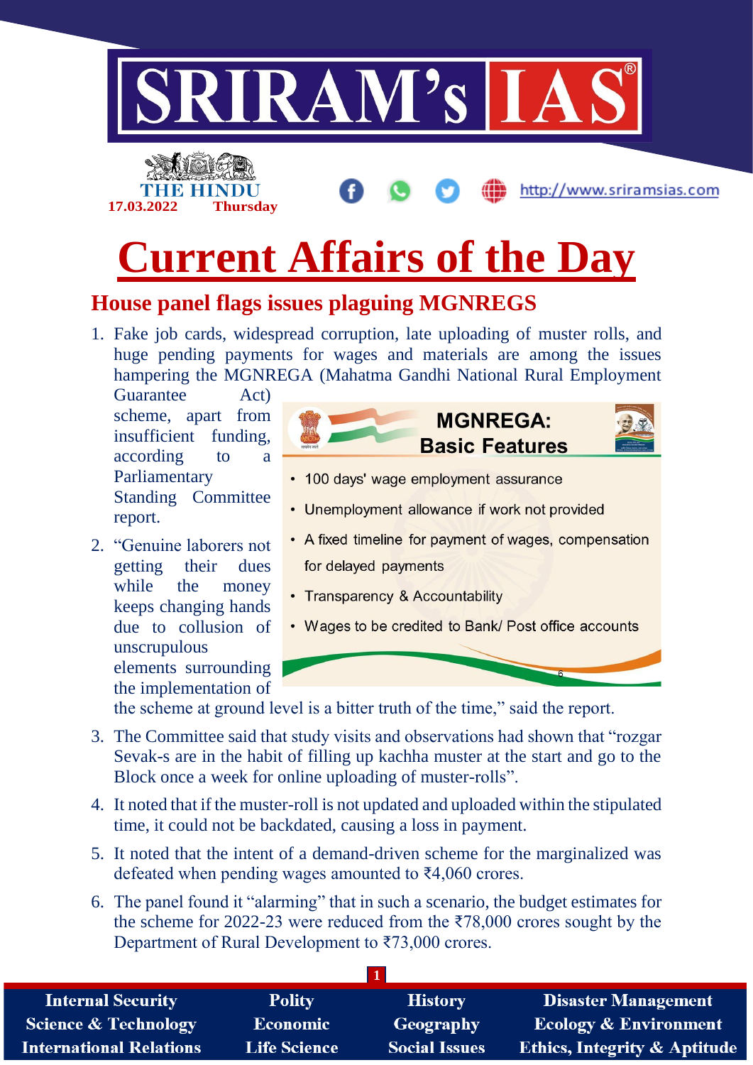THE HINDU
17.03.2022 Thursday

# Current Affairs of the Day

## House panel flags issues plaguing MGNREGS

1. Fake job cards, widespread corruption, late uploading of muster rolls, and huge pending payments for wages and materials are among the issues hampering the MGNREGA (Mahatma Gandhi National Rural Employment Guarantee Act) scheme, apart from insufficient funding, according to a Parliamentary Standing Committee report.

**MGNREGA: Basic Features**

- 100 days' wage employment assurance
- Unemployment allowance if work not provided
- A fixed timeline for payment of wages, compensation for delayed payments
- Transparency & Accountability
- Wages to be credited to Bank/ Post office accounts

2. "Genuine laborers not getting their dues while the money keeps changing hands due to collusion of unscrupulous elements surrounding the implementation of the scheme at ground level is a bitter truth of the time," said the report.
3. The Committee said that study visits and observations had shown that "rozgar Sevak-s are in the habit of filling up kachha muster at the start and go to the Block once a week for online uploading of muster-rolls".
4. It noted that if the muster-roll is not updated and uploaded within the stipulated time, it could not be backdated, causing a loss in payment.
5. It noted that the intent of a demand-driven scheme for the marginalized was defeated when pending wages amounted to ₹4,060 crores.
6. The panel found it "alarming" that in such a scenario, the budget estimates for the scheme for 2022-23 were reduced from the ₹78,000 crores sought by the Department of Rural Development to ₹73,000 crores.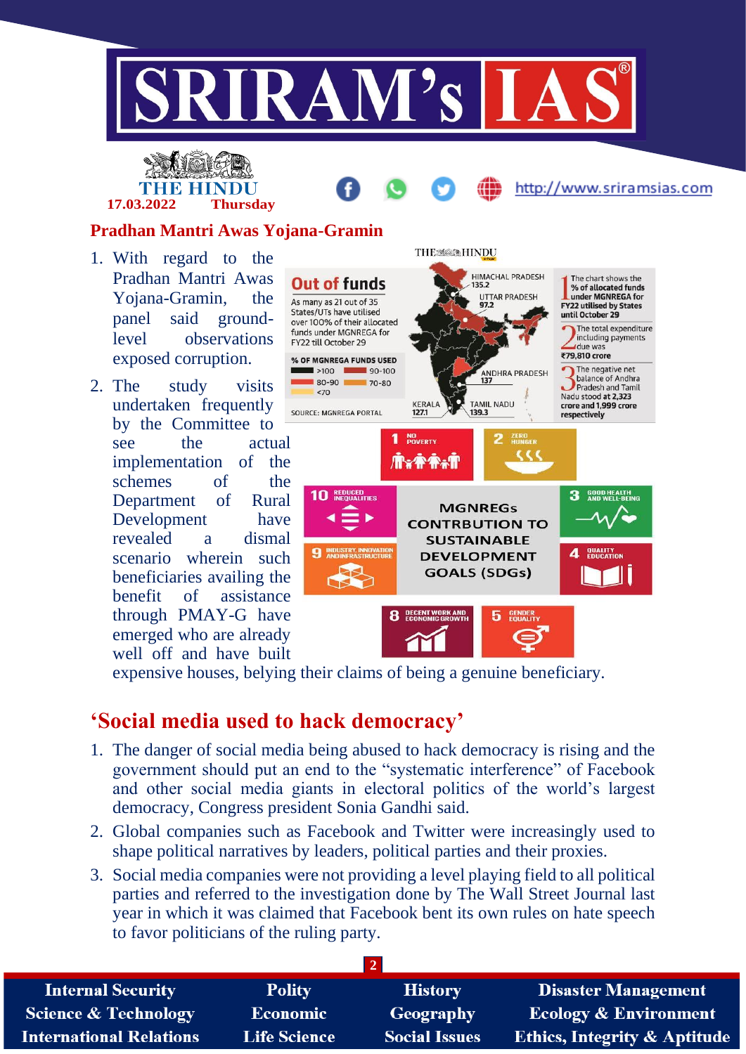## Pradhan Mantri Awas Yojana-Gramin

1. With regard to the Pradhan Mantri Awas Yojana-Gramin, the panel said ground-level observations exposed corruption.
2. The study visits undertaken frequently by the Committee to see the actual implementation of the schemes of the Department of Rural Development have revealed a dismal scenario wherein such beneficiaries availing the benefit of assistance through PMAY-G have emerged who are already well off and have built expensive houses, belying their claims of being a genuine beneficiary.

## 'Social media used to hack democracy'

1. The danger of social media being abused to hack democracy is rising and the government should put an end to the "systematic interference" of Facebook and other social media giants in electoral politics of the world's largest democracy, Congress president Sonia Gandhi said.
2. Global companies such as Facebook and Twitter were increasingly used to shape political narratives by leaders, political parties and their proxies.
3. Social media companies were not providing a level playing field to all political parties and referred to the investigation done by The Wall Street Journal last year in which it was claimed that Facebook bent its own rules on hate speech to favor politicians of the ruling party.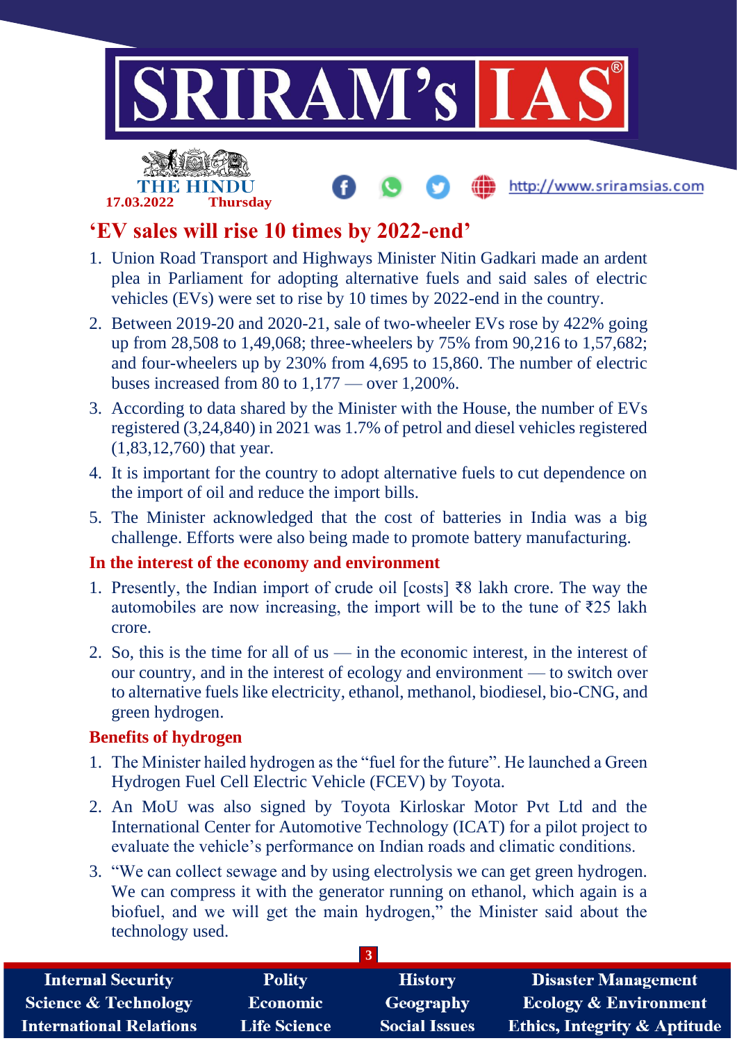# 'EV sales will rise 10 times by 2022-end'

1. Union Road Transport and Highways Minister Nitin Gadkari made an ardent plea in Parliament for adopting alternative fuels and said sales of electric vehicles (EVs) were set to rise by 10 times by 2022-end in the country.
2. Between 2019-20 and 2020-21, sale of two-wheeler EVs rose by 422% going up from 28,508 to 1,49,068; three-wheelers by 75% from 90,216 to 1,57,682; and four-wheelers up by 230% from 4,695 to 15,860. The number of electric buses increased from 80 to 1,177 — over 1,200%.
3. According to data shared by the Minister with the House, the number of EVs registered (3,24,840) in 2021 was 1.7% of petrol and diesel vehicles registered (1,83,12,760) that year.
4. It is important for the country to adopt alternative fuels to cut dependence on the import of oil and reduce the import bills.
5. The Minister acknowledged that the cost of batteries in India was a big challenge. Efforts were also being made to promote battery manufacturing.

## In the interest of the economy and environment

1. Presently, the Indian import of crude oil [costs] ₹8 lakh crore. The way the automobiles are now increasing, the import will be to the tune of ₹25 lakh crore.
2. So, this is the time for all of us — in the economic interest, in the interest of our country, and in the interest of ecology and environment — to switch over to alternative fuels like electricity, ethanol, methanol, biodiesel, bio-CNG, and green hydrogen.

## Benefits of hydrogen

1. The Minister hailed hydrogen as the "fuel for the future". He launched a Green Hydrogen Fuel Cell Electric Vehicle (FCEV) by Toyota.
2. An MoU was also signed by Toyota Kirloskar Motor Pvt Ltd and the International Center for Automotive Technology (ICAT) for a pilot project to evaluate the vehicle's performance on Indian roads and climatic conditions.
3. "We can collect sewage and by using electrolysis we can get green hydrogen. We can compress it with the generator running on ethanol, which again is a biofuel, and we will get the main hydrogen," the Minister said about the technology used.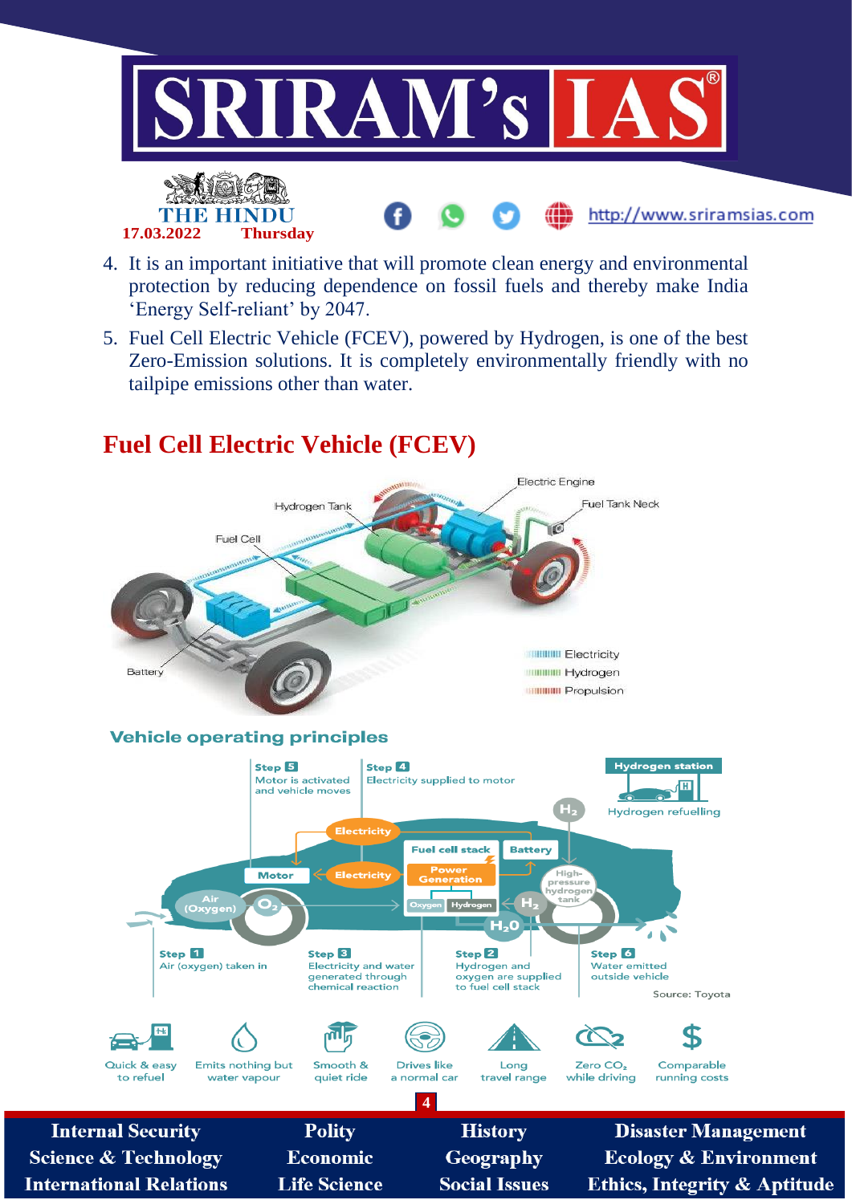4. It is an important initiative that will promote clean energy and environmental protection by reducing dependence on fossil fuels and thereby make India 'Energy Self-reliant' by 2047.
5. Fuel Cell Electric Vehicle (FCEV), powered by Hydrogen, is one of the best Zero-Emission solutions. It is completely environmentally friendly with no tailpipe emissions other than water.

## Fuel Cell Electric Vehicle (FCEV)

Electric Engine
Hydrogen Tank
Fuel Tank Neck
Fuel Cell
Battery

Electricity
Hydrogen
Propulsion

### Vehicle operating principles

Step 5: Motor is activated and vehicle moves

Step 4: Electricity supplied to motor

Hydrogen station: Hydrogen refuelling

Electricity — Fuel cell stack — Battery — Motor — Electricity — Power Generation — Oxygen — Hydrogen — $H_2$ — High-pressure hydrogen tank — Air (Oxygen) — $O_2$ — $H_2O$

Step 1: Air (oxygen) taken in

Step 3: Electricity and water generated through chemical reaction

Step 2: Hydrogen and oxygen are supplied to fuel cell stack

Step 6: Water emitted outside vehicle

Source: Toyota

- Quick & easy to refuel
- Emits nothing but water vapour
- Smooth & quiet ride
- Drives like a normal car
- Long travel range
- Zero $CO_2$ while driving
- Comparable running costs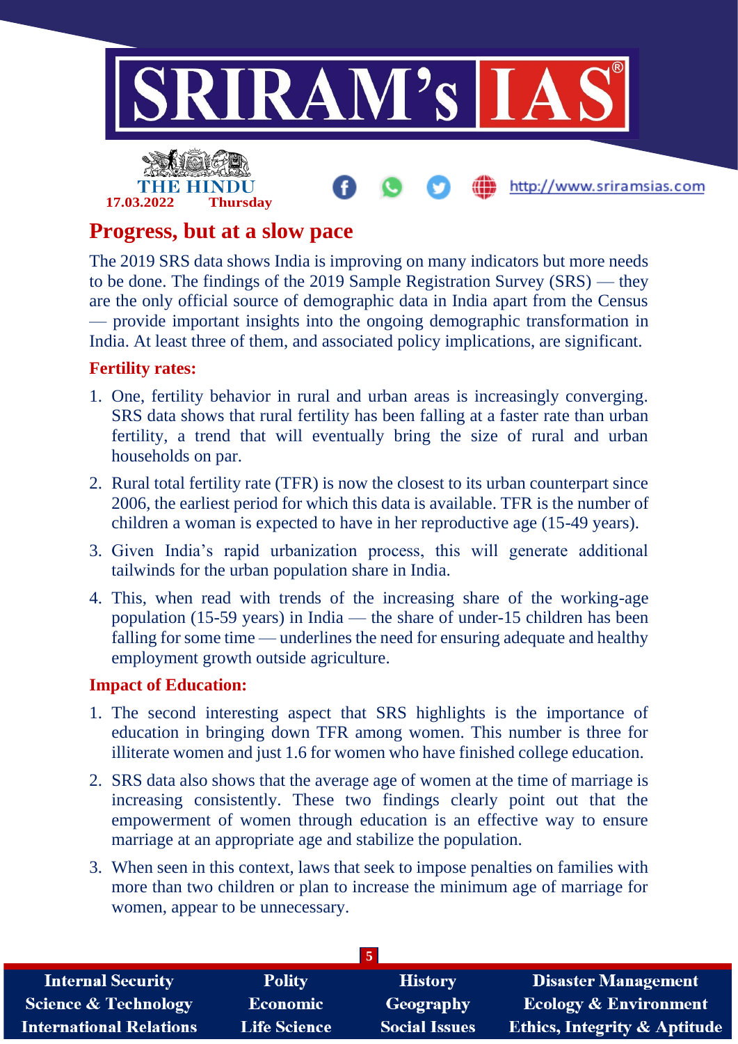# Progress, but at a slow pace

The 2019 SRS data shows India is improving on many indicators but more needs to be done. The findings of the 2019 Sample Registration Survey (SRS) — they are the only official source of demographic data in India apart from the Census — provide important insights into the ongoing demographic transformation in India. At least three of them, and associated policy implications, are significant.

## Fertility rates:

1. One, fertility behavior in rural and urban areas is increasingly converging. SRS data shows that rural fertility has been falling at a faster rate than urban fertility, a trend that will eventually bring the size of rural and urban households on par.
2. Rural total fertility rate (TFR) is now the closest to its urban counterpart since 2006, the earliest period for which this data is available. TFR is the number of children a woman is expected to have in her reproductive age (15-49 years).
3. Given India's rapid urbanization process, this will generate additional tailwinds for the urban population share in India.
4. This, when read with trends of the increasing share of the working-age population (15-59 years) in India — the share of under-15 children has been falling for some time — underlines the need for ensuring adequate and healthy employment growth outside agriculture.

## Impact of Education:

1. The second interesting aspect that SRS highlights is the importance of education in bringing down TFR among women. This number is three for illiterate women and just 1.6 for women who have finished college education.
2. SRS data also shows that the average age of women at the time of marriage is increasing consistently. These two findings clearly point out that the empowerment of women through education is an effective way to ensure marriage at an appropriate age and stabilize the population.
3. When seen in this context, laws that seek to impose penalties on families with more than two children or plan to increase the minimum age of marriage for women, appear to be unnecessary.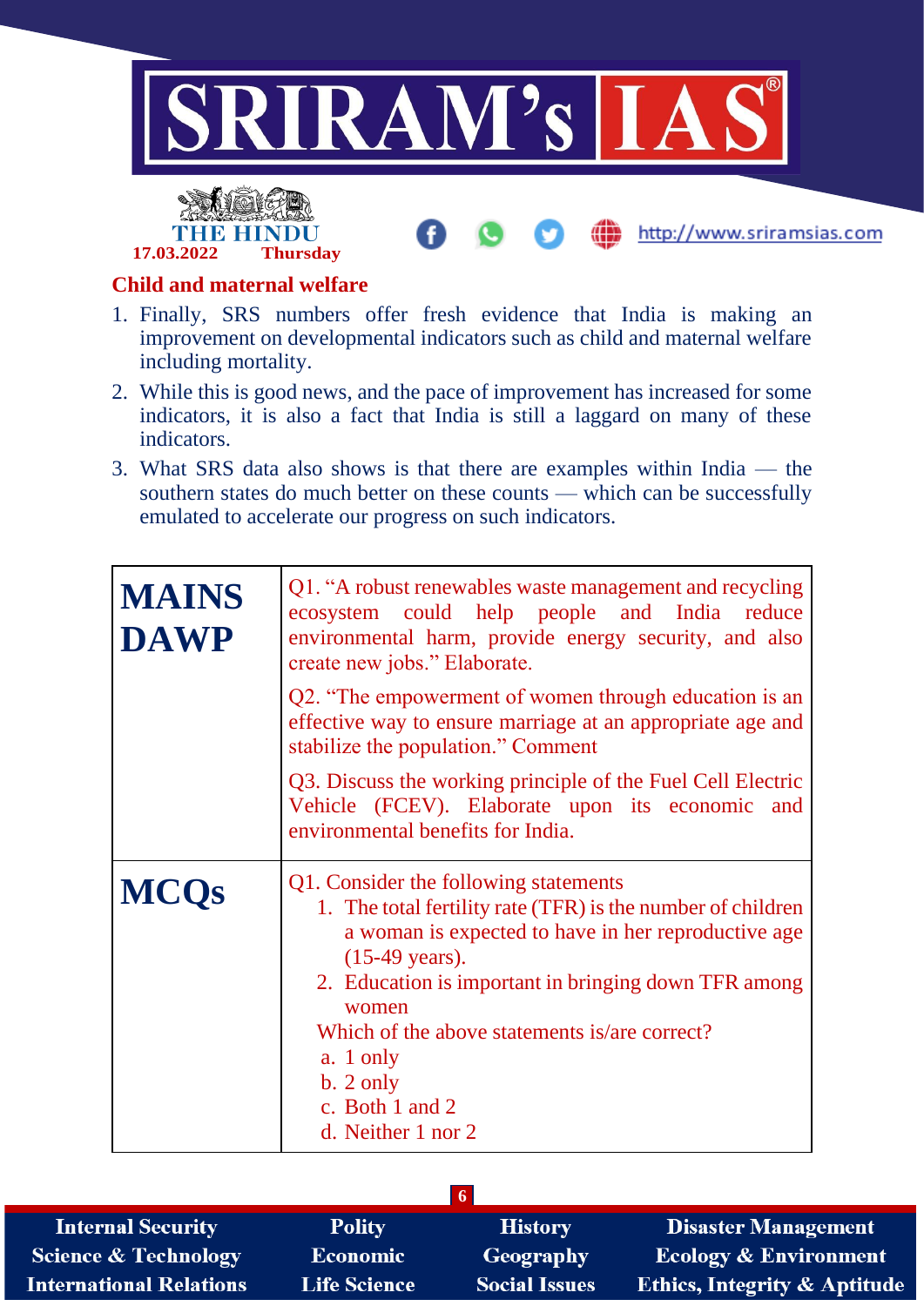## Child and maternal welfare

1. Finally, SRS numbers offer fresh evidence that India is making an improvement on developmental indicators such as child and maternal welfare including mortality.
2. While this is good news, and the pace of improvement has increased for some indicators, it is also a fact that India is still a laggard on many of these indicators.
3. What SRS data also shows is that there are examples within India — the southern states do much better on these counts — which can be successfully emulated to accelerate our progress on such indicators.

| | |
|---|---|
| **MAINS DAWP** | Q1. "A robust renewables waste management and recycling ecosystem could help people and India reduce environmental harm, provide energy security, and also create new jobs." Elaborate.<br><br>Q2. "The empowerment of women through education is an effective way to ensure marriage at an appropriate age and stabilize the population." Comment<br><br>Q3. Discuss the working principle of the Fuel Cell Electric Vehicle (FCEV). Elaborate upon its economic and environmental benefits for India. |
| **MCQs** | Q1. Consider the following statements<br>1. The total fertility rate (TFR) is the number of children a woman is expected to have in her reproductive age (15-49 years).<br>2. Education is important in bringing down TFR among women<br>Which of the above statements is/are correct?<br>a. 1 only<br>b. 2 only<br>c. Both 1 and 2<br>d. Neither 1 nor 2 |